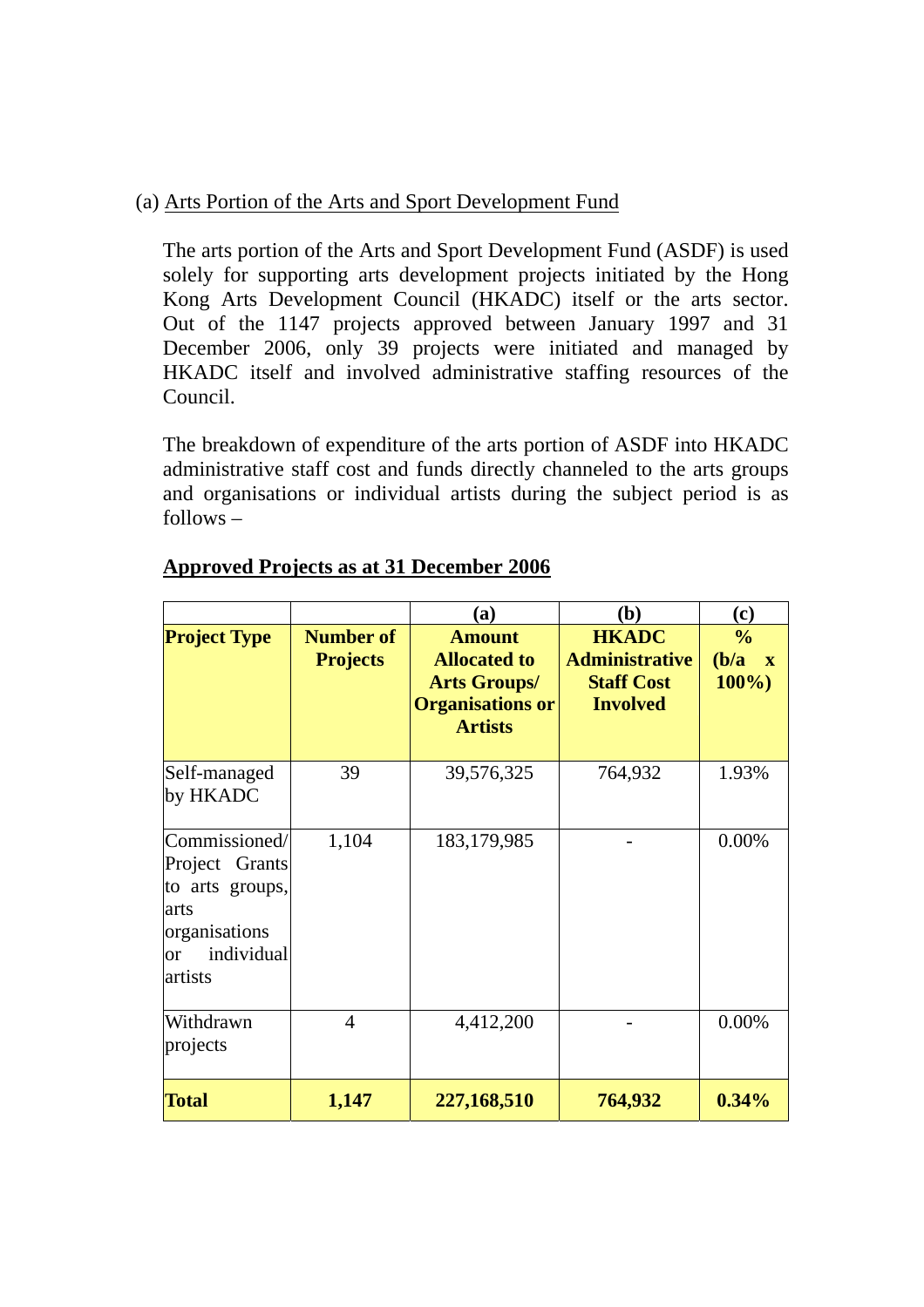(a) Arts Portion of the Arts and Sport Development Fund

The arts portion of the Arts and Sport Development Fund (ASDF) is used solely for supporting arts development projects initiated by the Hong Kong Arts Development Council (HKADC) itself or the arts sector. Out of the 1147 projects approved between January 1997 and 31 December 2006, only 39 projects were initiated and managed by HKADC itself and involved administrative staffing resources of the Council.

The breakdown of expenditure of the arts portion of ASDF into HKADC administrative staff cost and funds directly channeled to the arts groups and organisations or individual artists during the subject period is as follows –

**Approved Projects as at 31 December 2006**

| | | (a) | (b) | (c) |
|---|---|---|---|---|
| **Project Type** | **Number of Projects** | **Amount Allocated to Arts Groups/ Organisations or Artists** | **HKADC Administrative Staff Cost Involved** | **% (b/a x 100%)** |
| Self-managed by HKADC | 39 | 39,576,325 | 764,932 | 1.93% |
| Commissioned/ Project Grants to arts groups, arts organisations or individual artists | 1,104 | 183,179,985 | - | 0.00% |
| Withdrawn projects | 4 | 4,412,200 | - | 0.00% |
| **Total** | **1,147** | **227,168,510** | **764,932** | **0.34%** |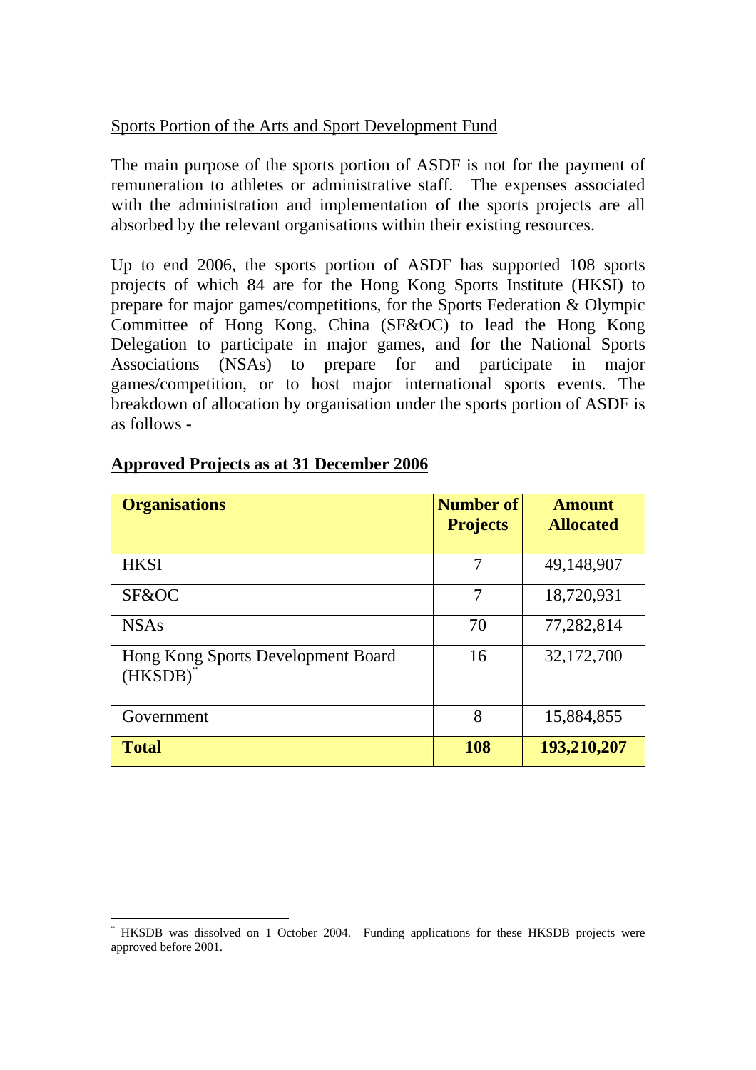Sports Portion of the Arts and Sport Development Fund

The main purpose of the sports portion of ASDF is not for the payment of remuneration to athletes or administrative staff. The expenses associated with the administration and implementation of the sports projects are all absorbed by the relevant organisations within their existing resources.

Up to end 2006, the sports portion of ASDF has supported 108 sports projects of which 84 are for the Hong Kong Sports Institute (HKSI) to prepare for major games/competitions, for the Sports Federation & Olympic Committee of Hong Kong, China (SF&OC) to lead the Hong Kong Delegation to participate in major games, and for the National Sports Associations (NSAs) to prepare for and participate in major games/competition, or to host major international sports events. The breakdown of allocation by organisation under the sports portion of ASDF is as follows -

**Approved Projects as at 31 December 2006**

| **Organisations** | **Number of Projects** | **Amount Allocated** |
|---|---|---|
| HKSI | 7 | 49,148,907 |
| SF&OC | 7 | 18,720,931 |
| NSAs | 70 | 77,282,814 |
| Hong Kong Sports Development Board (HKSDB)* | 16 | 32,172,700 |
| Government | 8 | 15,884,855 |
| **Total** | **108** | **193,210,207** |

* HKSDB was dissolved on 1 October 2004. Funding applications for these HKSDB projects were approved before 2001.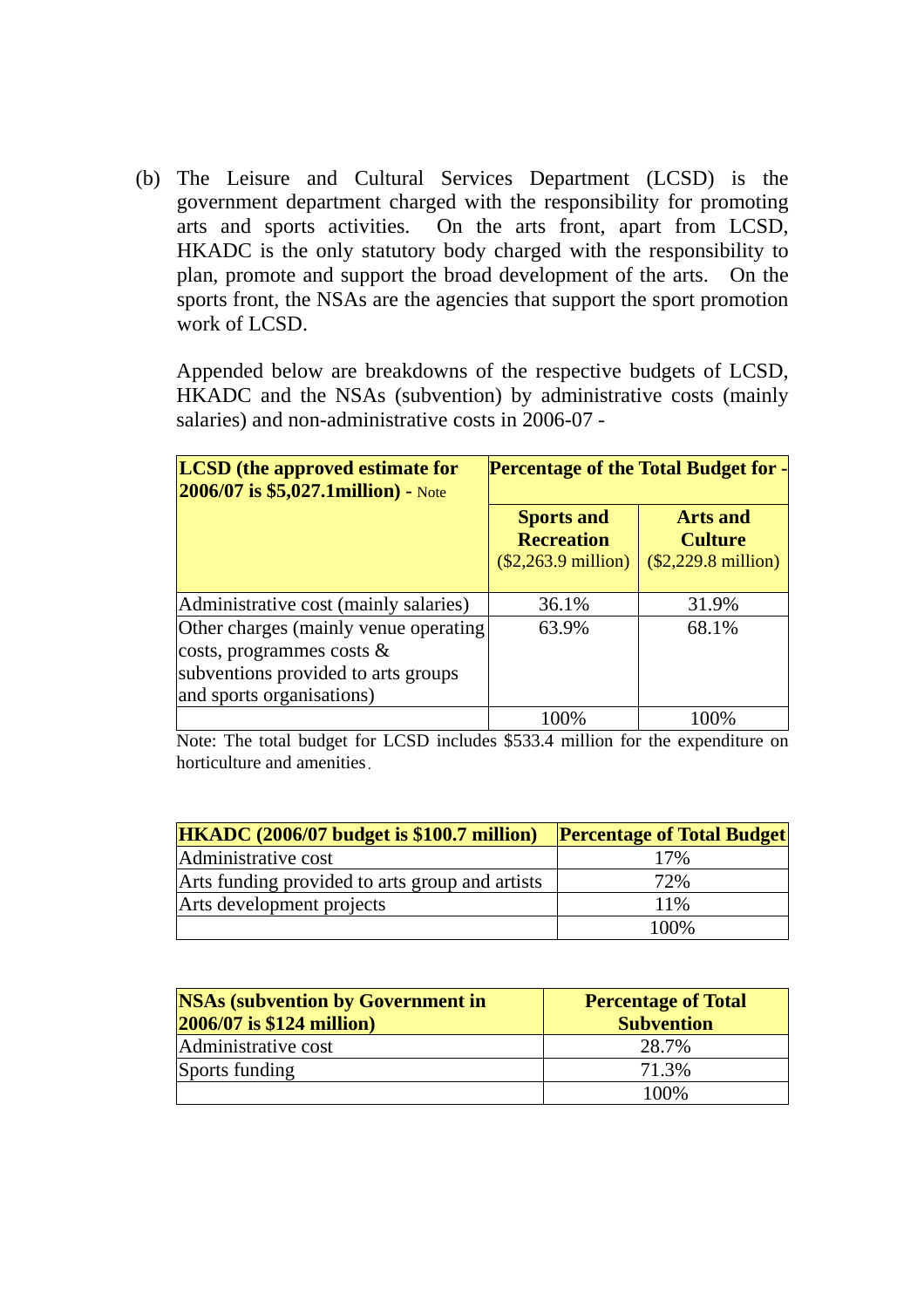(b) The Leisure and Cultural Services Department (LCSD) is the government department charged with the responsibility for promoting arts and sports activities. On the arts front, apart from LCSD, HKADC is the only statutory body charged with the responsibility to plan, promote and support the broad development of the arts. On the sports front, the NSAs are the agencies that support the sport promotion work of LCSD.

Appended below are breakdowns of the respective budgets of LCSD, HKADC and the NSAs (subvention) by administrative costs (mainly salaries) and non-administrative costs in 2006-07 -

| **LCSD (the approved estimate for 2006/07 is $5,027.1million) -** Note | **Percentage of the Total Budget for -** | |
|---|---|---|
| | **Sports and Recreation** ($2,263.9 million) | **Arts and Culture** ($2,229.8 million) |
| Administrative cost (mainly salaries) | 36.1% | 31.9% |
| Other charges (mainly venue operating costs, programmes costs & subventions provided to arts groups and sports organisations) | 63.9% | 68.1% |
| | 100% | 100% |

Note: The total budget for LCSD includes $533.4 million for the expenditure on horticulture and amenities.

| **HKADC (2006/07 budget is $100.7 million)** | **Percentage of Total Budget** |
|---|---|
| Administrative cost | 17% |
| Arts funding provided to arts group and artists | 72% |
| Arts development projects | 11% |
| | 100% |

| **NSAs (subvention by Government in 2006/07 is $124 million)** | **Percentage of Total Subvention** |
|---|---|
| Administrative cost | 28.7% |
| Sports funding | 71.3% |
| | 100% |